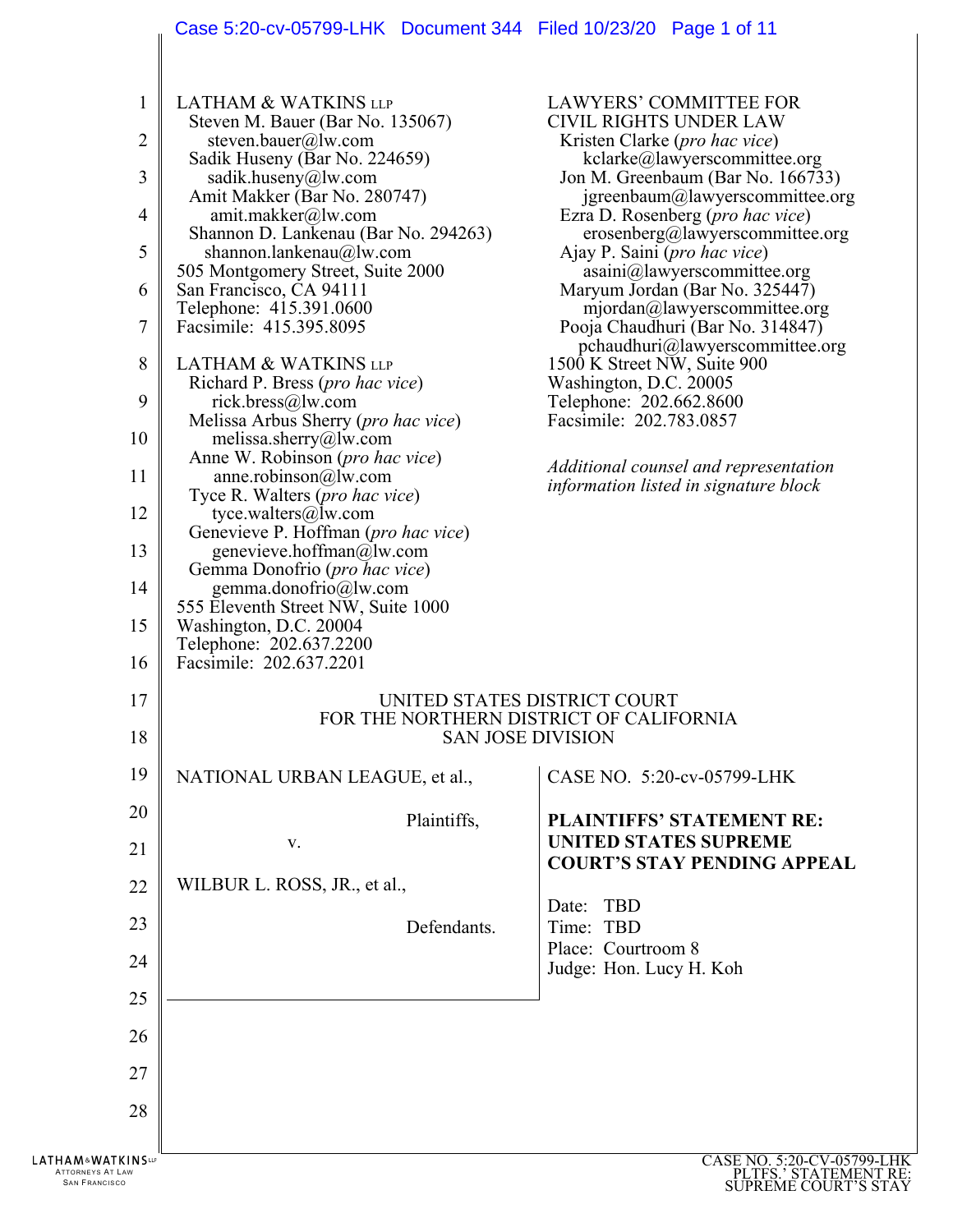LATHAM & WATKINS LLP
Steven M. Bauer (Bar No. 135067)
steven.bauer@lw.com
Sadik Huseny (Bar No. 224659)
sadik.huseny@lw.com
Amit Makker (Bar No. 280747)
amit.makker@lw.com
Shannon D. Lankenau (Bar No. 294263)
shannon.lankenau@lw.com
505 Montgomery Street, Suite 2000
San Francisco, CA 94111
Telephone: 415.391.0600
Facsimile: 415.395.8095

LATHAM & WATKINS LLP
Richard P. Bress (*pro hac vice*)
rick.bress@lw.com
Melissa Arbus Sherry (*pro hac vice*)
melissa.sherry@lw.com
Anne W. Robinson (*pro hac vice*)
anne.robinson@lw.com
Tyce R. Walters (*pro hac vice*)
tyce.walters@lw.com
Genevieve P. Hoffman (*pro hac vice*)
genevieve.hoffman@lw.com
Gemma Donofrio (*pro hac vice*)
gemma.donofrio@lw.com
555 Eleventh Street NW, Suite 1000
Washington, D.C. 20004
Telephone: 202.637.2200
Facsimile: 202.637.2201

LAWYERS' COMMITTEE FOR CIVIL RIGHTS UNDER LAW
Kristen Clarke (*pro hac vice*)
kclarke@lawyerscommittee.org
Jon M. Greenbaum (Bar No. 166733)
jgreenbaum@lawyerscommittee.org
Ezra D. Rosenberg (*pro hac vice*)
erosenberg@lawyerscommittee.org
Ajay P. Saini (*pro hac vice*)
asaini@lawyerscommittee.org
Maryum Jordan (Bar No. 325447)
mjordan@lawyerscommittee.org
Pooja Chaudhuri (Bar No. 314847)
pchaudhuri@lawyerscommittee.org
1500 K Street NW, Suite 900
Washington, D.C. 20005
Telephone: 202.662.8600
Facsimile: 202.783.0857

*Additional counsel and representation information listed in signature block*

UNITED STATES DISTRICT COURT
FOR THE NORTHERN DISTRICT OF CALIFORNIA
SAN JOSE DIVISION

NATIONAL URBAN LEAGUE, et al.,

Plaintiffs,

v.

WILBUR L. ROSS, JR., et al.,

Defendants.

CASE NO. 5:20-cv-05799-LHK

**PLAINTIFFS' STATEMENT RE: UNITED STATES SUPREME COURT'S STAY PENDING APPEAL**

Date: TBD
Time: TBD
Place: Courtroom 8
Judge: Hon. Lucy H. Koh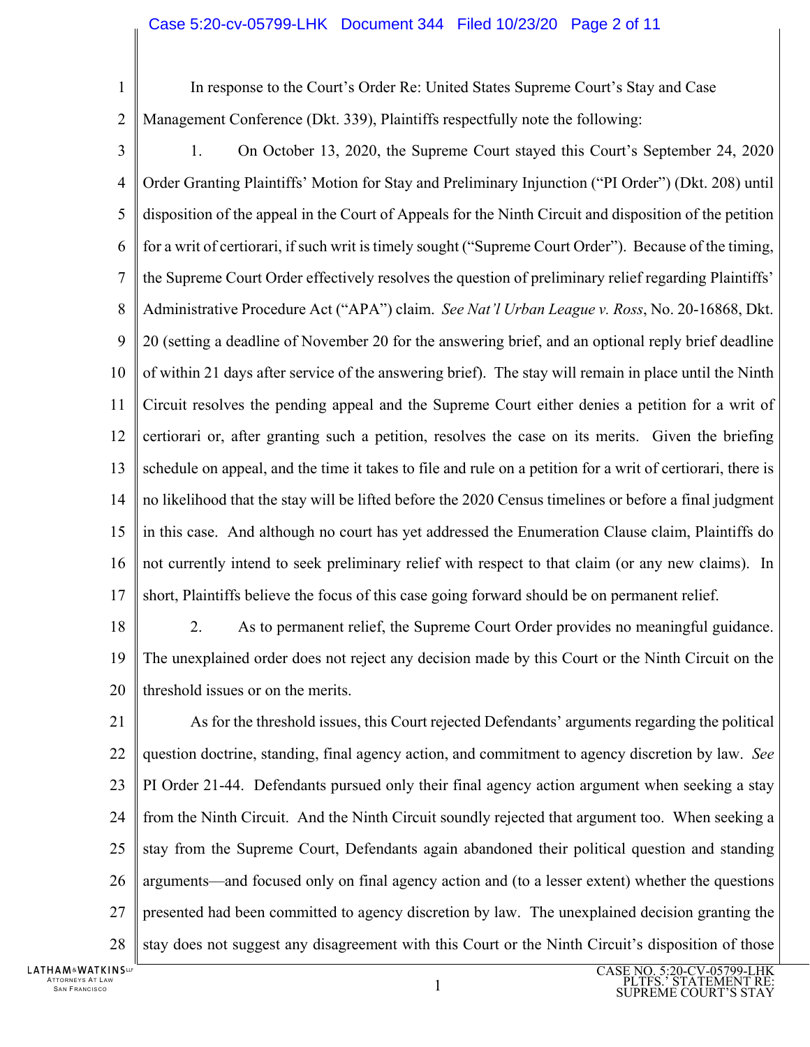In response to the Court's Order Re: United States Supreme Court's Stay and Case Management Conference (Dkt. 339), Plaintiffs respectfully note the following:

1. On October 13, 2020, the Supreme Court stayed this Court's September 24, 2020 Order Granting Plaintiffs' Motion for Stay and Preliminary Injunction ("PI Order") (Dkt. 208) until disposition of the appeal in the Court of Appeals for the Ninth Circuit and disposition of the petition for a writ of certiorari, if such writ is timely sought ("Supreme Court Order"). Because of the timing, the Supreme Court Order effectively resolves the question of preliminary relief regarding Plaintiffs' Administrative Procedure Act ("APA") claim. *See Nat'l Urban League v. Ross*, No. 20-16868, Dkt. 20 (setting a deadline of November 20 for the answering brief, and an optional reply brief deadline of within 21 days after service of the answering brief). The stay will remain in place until the Ninth Circuit resolves the pending appeal and the Supreme Court either denies a petition for a writ of certiorari or, after granting such a petition, resolves the case on its merits. Given the briefing schedule on appeal, and the time it takes to file and rule on a petition for a writ of certiorari, there is no likelihood that the stay will be lifted before the 2020 Census timelines or before a final judgment in this case. And although no court has yet addressed the Enumeration Clause claim, Plaintiffs do not currently intend to seek preliminary relief with respect to that claim (or any new claims). In short, Plaintiffs believe the focus of this case going forward should be on permanent relief.

2. As to permanent relief, the Supreme Court Order provides no meaningful guidance. The unexplained order does not reject any decision made by this Court or the Ninth Circuit on the threshold issues or on the merits.

As for the threshold issues, this Court rejected Defendants' arguments regarding the political question doctrine, standing, final agency action, and commitment to agency discretion by law. *See* PI Order 21-44. Defendants pursued only their final agency action argument when seeking a stay from the Ninth Circuit. And the Ninth Circuit soundly rejected that argument too. When seeking a stay from the Supreme Court, Defendants again abandoned their political question and standing arguments—and focused only on final agency action and (to a lesser extent) whether the questions presented had been committed to agency discretion by law. The unexplained decision granting the stay does not suggest any disagreement with this Court or the Ninth Circuit's disposition of those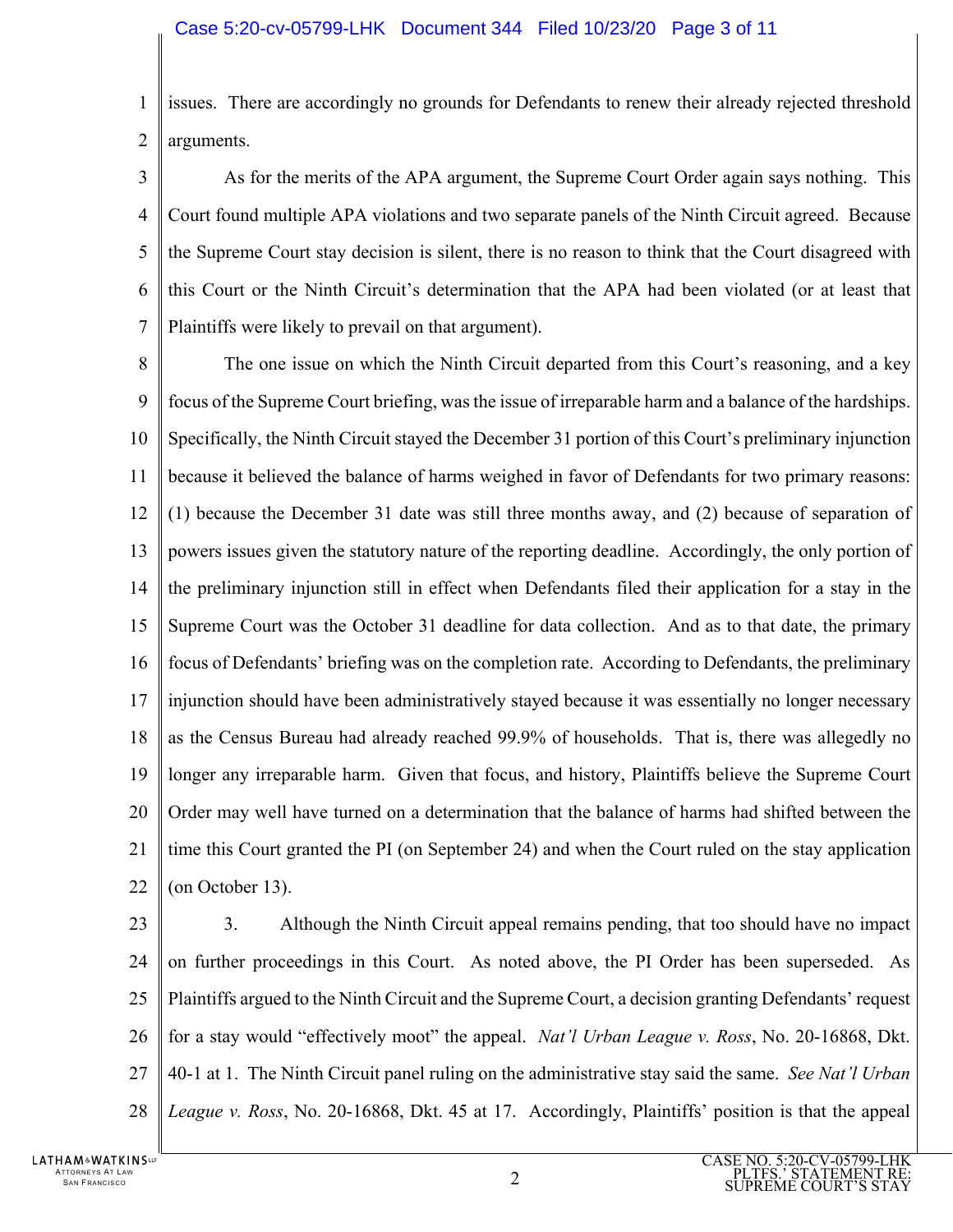issues. There are accordingly no grounds for Defendants to renew their already rejected threshold arguments.

As for the merits of the APA argument, the Supreme Court Order again says nothing. This Court found multiple APA violations and two separate panels of the Ninth Circuit agreed. Because the Supreme Court stay decision is silent, there is no reason to think that the Court disagreed with this Court or the Ninth Circuit's determination that the APA had been violated (or at least that Plaintiffs were likely to prevail on that argument).

The one issue on which the Ninth Circuit departed from this Court's reasoning, and a key focus of the Supreme Court briefing, was the issue of irreparable harm and a balance of the hardships. Specifically, the Ninth Circuit stayed the December 31 portion of this Court's preliminary injunction because it believed the balance of harms weighed in favor of Defendants for two primary reasons: (1) because the December 31 date was still three months away, and (2) because of separation of powers issues given the statutory nature of the reporting deadline. Accordingly, the only portion of the preliminary injunction still in effect when Defendants filed their application for a stay in the Supreme Court was the October 31 deadline for data collection. And as to that date, the primary focus of Defendants' briefing was on the completion rate. According to Defendants, the preliminary injunction should have been administratively stayed because it was essentially no longer necessary as the Census Bureau had already reached 99.9% of households. That is, there was allegedly no longer any irreparable harm. Given that focus, and history, Plaintiffs believe the Supreme Court Order may well have turned on a determination that the balance of harms had shifted between the time this Court granted the PI (on September 24) and when the Court ruled on the stay application (on October 13).

3. Although the Ninth Circuit appeal remains pending, that too should have no impact on further proceedings in this Court. As noted above, the PI Order has been superseded. As Plaintiffs argued to the Ninth Circuit and the Supreme Court, a decision granting Defendants' request for a stay would "effectively moot" the appeal. *Nat'l Urban League v. Ross*, No. 20-16868, Dkt. 40-1 at 1. The Ninth Circuit panel ruling on the administrative stay said the same. *See Nat'l Urban League v. Ross*, No. 20-16868, Dkt. 45 at 17. Accordingly, Plaintiffs' position is that the appeal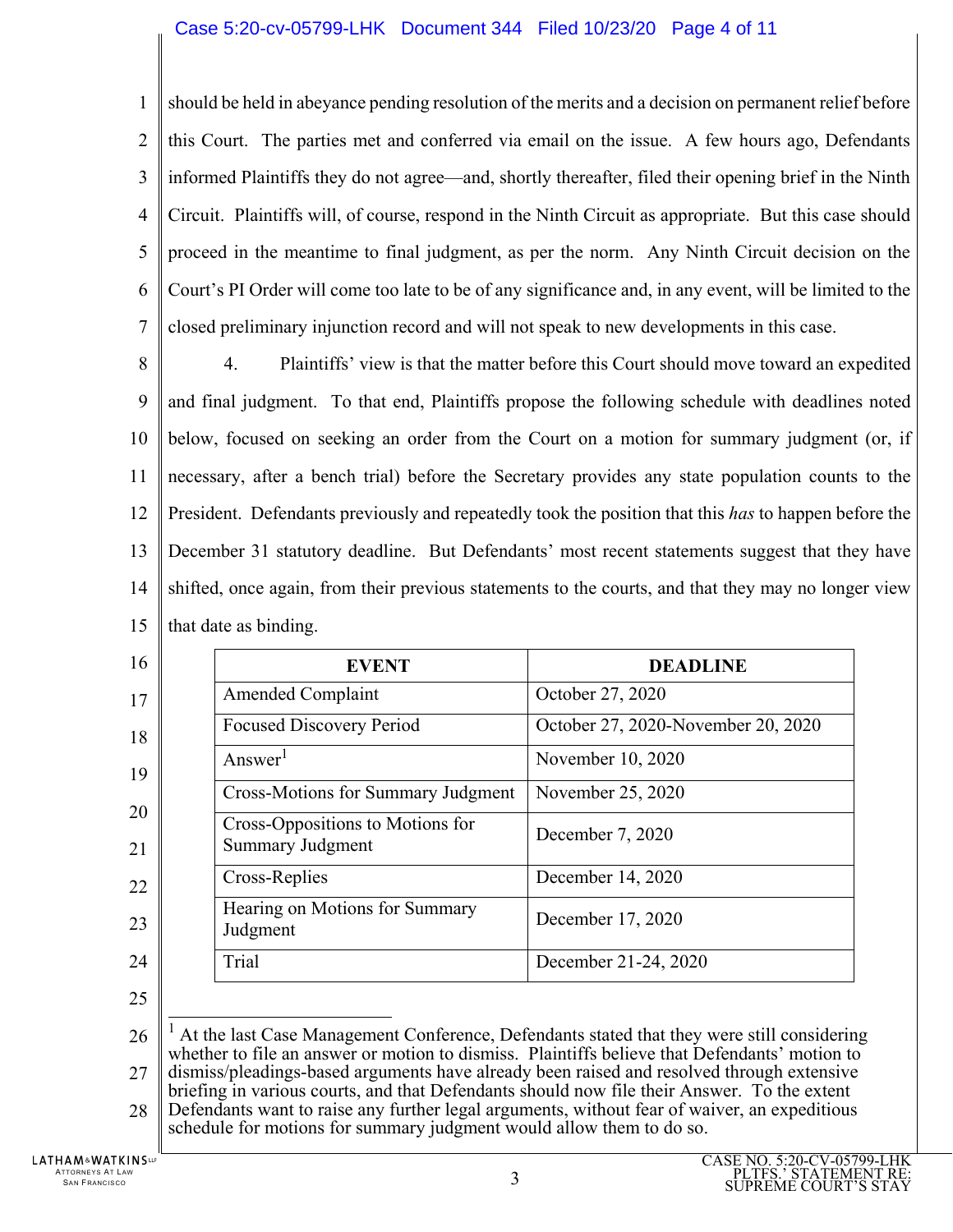should be held in abeyance pending resolution of the merits and a decision on permanent relief before this Court. The parties met and conferred via email on the issue. A few hours ago, Defendants informed Plaintiffs they do not agree—and, shortly thereafter, filed their opening brief in the Ninth Circuit. Plaintiffs will, of course, respond in the Ninth Circuit as appropriate. But this case should proceed in the meantime to final judgment, as per the norm. Any Ninth Circuit decision on the Court's PI Order will come too late to be of any significance and, in any event, will be limited to the closed preliminary injunction record and will not speak to new developments in this case.

4. Plaintiffs' view is that the matter before this Court should move toward an expedited and final judgment. To that end, Plaintiffs propose the following schedule with deadlines noted below, focused on seeking an order from the Court on a motion for summary judgment (or, if necessary, after a bench trial) before the Secretary provides any state population counts to the President. Defendants previously and repeatedly took the position that this *has* to happen before the December 31 statutory deadline. But Defendants' most recent statements suggest that they have shifted, once again, from their previous statements to the courts, and that they may no longer view that date as binding.

| EVENT | DEADLINE |
|---|---|
| Amended Complaint | October 27, 2020 |
| Focused Discovery Period | October 27, 2020-November 20, 2020 |
| Answer[1] | November 10, 2020 |
| Cross-Motions for Summary Judgment | November 25, 2020 |
| Cross-Oppositions to Motions for Summary Judgment | December 7, 2020 |
| Cross-Replies | December 14, 2020 |
| Hearing on Motions for Summary Judgment | December 17, 2020 |
| Trial | December 21-24, 2020 |

[1] At the last Case Management Conference, Defendants stated that they were still considering whether to file an answer or motion to dismiss. Plaintiffs believe that Defendants' motion to dismiss/pleadings-based arguments have already been raised and resolved through extensive briefing in various courts, and that Defendants should now file their Answer. To the extent Defendants want to raise any further legal arguments, without fear of waiver, an expeditious schedule for motions for summary judgment would allow them to do so.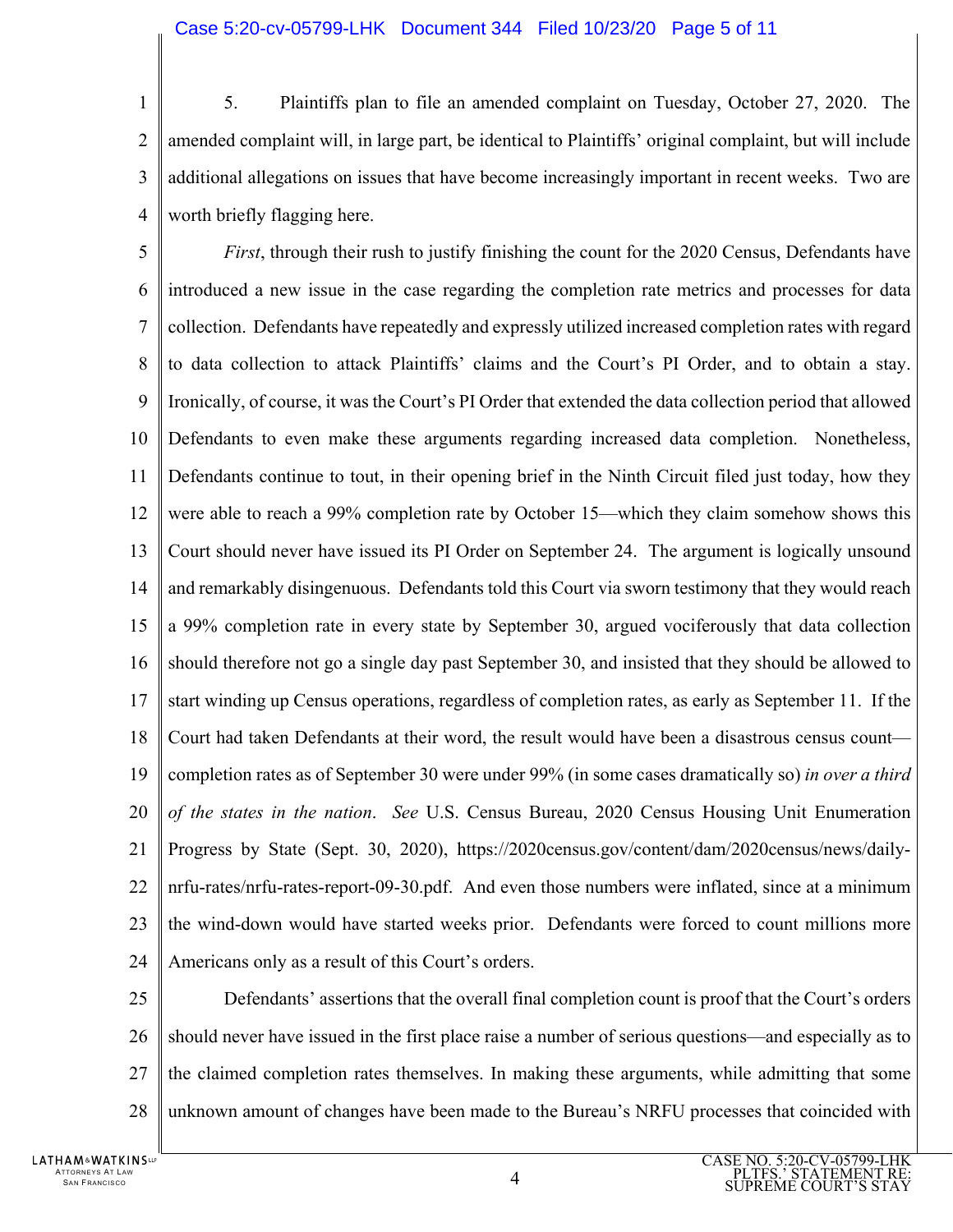5. Plaintiffs plan to file an amended complaint on Tuesday, October 27, 2020. The amended complaint will, in large part, be identical to Plaintiffs' original complaint, but will include additional allegations on issues that have become increasingly important in recent weeks. Two are worth briefly flagging here.

*First*, through their rush to justify finishing the count for the 2020 Census, Defendants have introduced a new issue in the case regarding the completion rate metrics and processes for data collection. Defendants have repeatedly and expressly utilized increased completion rates with regard to data collection to attack Plaintiffs' claims and the Court's PI Order, and to obtain a stay. Ironically, of course, it was the Court's PI Order that extended the data collection period that allowed Defendants to even make these arguments regarding increased data completion. Nonetheless, Defendants continue to tout, in their opening brief in the Ninth Circuit filed just today, how they were able to reach a 99% completion rate by October 15—which they claim somehow shows this Court should never have issued its PI Order on September 24. The argument is logically unsound and remarkably disingenuous. Defendants told this Court via sworn testimony that they would reach a 99% completion rate in every state by September 30, argued vociferously that data collection should therefore not go a single day past September 30, and insisted that they should be allowed to start winding up Census operations, regardless of completion rates, as early as September 11. If the Court had taken Defendants at their word, the result would have been a disastrous census count—completion rates as of September 30 were under 99% (in some cases dramatically so) *in over a third of the states in the nation*. *See* U.S. Census Bureau, 2020 Census Housing Unit Enumeration Progress by State (Sept. 30, 2020), https://2020census.gov/content/dam/2020census/news/daily-nrfu-rates/nrfu-rates-report-09-30.pdf. And even those numbers were inflated, since at a minimum the wind-down would have started weeks prior. Defendants were forced to count millions more Americans only as a result of this Court's orders.

Defendants' assertions that the overall final completion count is proof that the Court's orders should never have issued in the first place raise a number of serious questions—and especially as to the claimed completion rates themselves. In making these arguments, while admitting that some unknown amount of changes have been made to the Bureau's NRFU processes that coincided with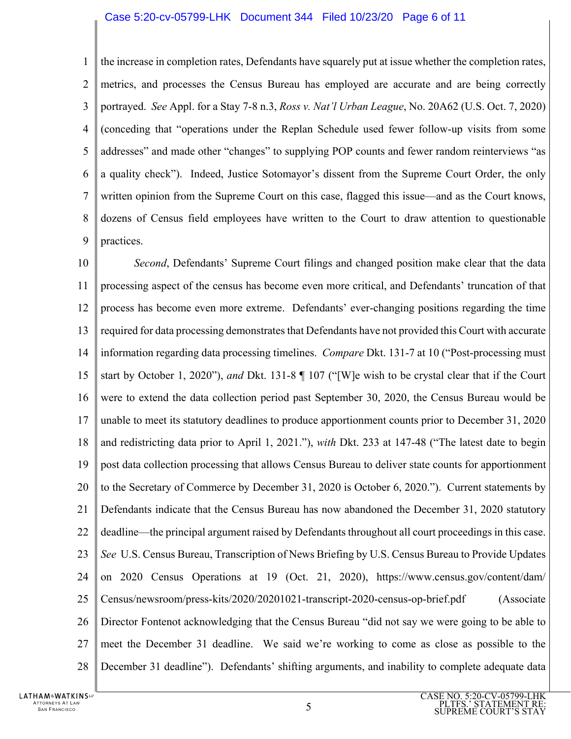the increase in completion rates, Defendants have squarely put at issue whether the completion rates, metrics, and processes the Census Bureau has employed are accurate and are being correctly portrayed. *See* Appl. for a Stay 7-8 n.3, *Ross v. Nat'l Urban League*, No. 20A62 (U.S. Oct. 7, 2020) (conceding that "operations under the Replan Schedule used fewer follow-up visits from some addresses" and made other "changes" to supplying POP counts and fewer random reinterviews "as a quality check"). Indeed, Justice Sotomayor's dissent from the Supreme Court Order, the only written opinion from the Supreme Court on this case, flagged this issue—and as the Court knows, dozens of Census field employees have written to the Court to draw attention to questionable practices.

*Second*, Defendants' Supreme Court filings and changed position make clear that the data processing aspect of the census has become even more critical, and Defendants' truncation of that process has become even more extreme. Defendants' ever-changing positions regarding the time required for data processing demonstrates that Defendants have not provided this Court with accurate information regarding data processing timelines. *Compare* Dkt. 131-7 at 10 ("Post-processing must start by October 1, 2020"), *and* Dkt. 131-8 ¶ 107 ("[W]e wish to be crystal clear that if the Court were to extend the data collection period past September 30, 2020, the Census Bureau would be unable to meet its statutory deadlines to produce apportionment counts prior to December 31, 2020 and redistricting data prior to April 1, 2021."), *with* Dkt. 233 at 147-48 ("The latest date to begin post data collection processing that allows Census Bureau to deliver state counts for apportionment to the Secretary of Commerce by December 31, 2020 is October 6, 2020."). Current statements by Defendants indicate that the Census Bureau has now abandoned the December 31, 2020 statutory deadline—the principal argument raised by Defendants throughout all court proceedings in this case. *See* U.S. Census Bureau, Transcription of News Briefing by U.S. Census Bureau to Provide Updates on 2020 Census Operations at 19 (Oct. 21, 2020), https://www.census.gov/content/dam/Census/newsroom/press-kits/2020/20201021-transcript-2020-census-op-brief.pdf (Associate Director Fontenot acknowledging that the Census Bureau "did not say we were going to be able to meet the December 31 deadline. We said we're working to come as close as possible to the December 31 deadline"). Defendants' shifting arguments, and inability to complete adequate data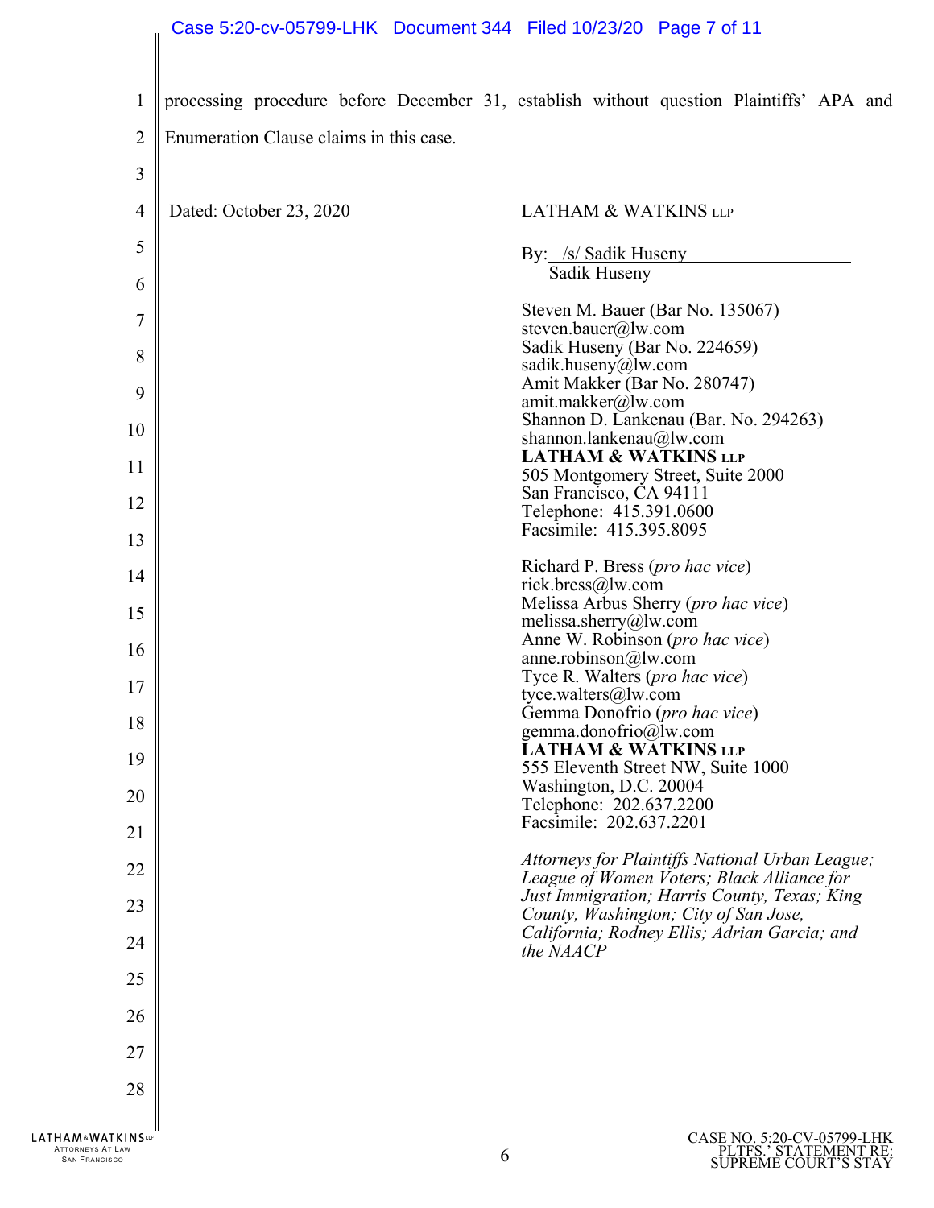processing procedure before December 31, establish without question Plaintiffs' APA and Enumeration Clause claims in this case.

Dated: October 23, 2020

LATHAM & WATKINS LLP

By: /s/ Sadik Huseny
Sadik Huseny

Steven M. Bauer (Bar No. 135067)
steven.bauer@lw.com
Sadik Huseny (Bar No. 224659)
sadik.huseny@lw.com
Amit Makker (Bar No. 280747)
amit.makker@lw.com
Shannon D. Lankenau (Bar. No. 294263)
shannon.lankenau@lw.com
**LATHAM & WATKINS LLP**
505 Montgomery Street, Suite 2000
San Francisco, CA 94111
Telephone: 415.391.0600
Facsimile: 415.395.8095

Richard P. Bress (*pro hac vice*)
rick.bress@lw.com
Melissa Arbus Sherry (*pro hac vice*)
melissa.sherry@lw.com
Anne W. Robinson (*pro hac vice*)
anne.robinson@lw.com
Tyce R. Walters (*pro hac vice*)
tyce.walters@lw.com
Gemma Donofrio (*pro hac vice*)
gemma.donofrio@lw.com
**LATHAM & WATKINS LLP**
555 Eleventh Street NW, Suite 1000
Washington, D.C. 20004
Telephone: 202.637.2200
Facsimile: 202.637.2201

*Attorneys for Plaintiffs National Urban League; League of Women Voters; Black Alliance for Just Immigration; Harris County, Texas; King County, Washington; City of San Jose, California; Rodney Ellis; Adrian Garcia; and the NAACP*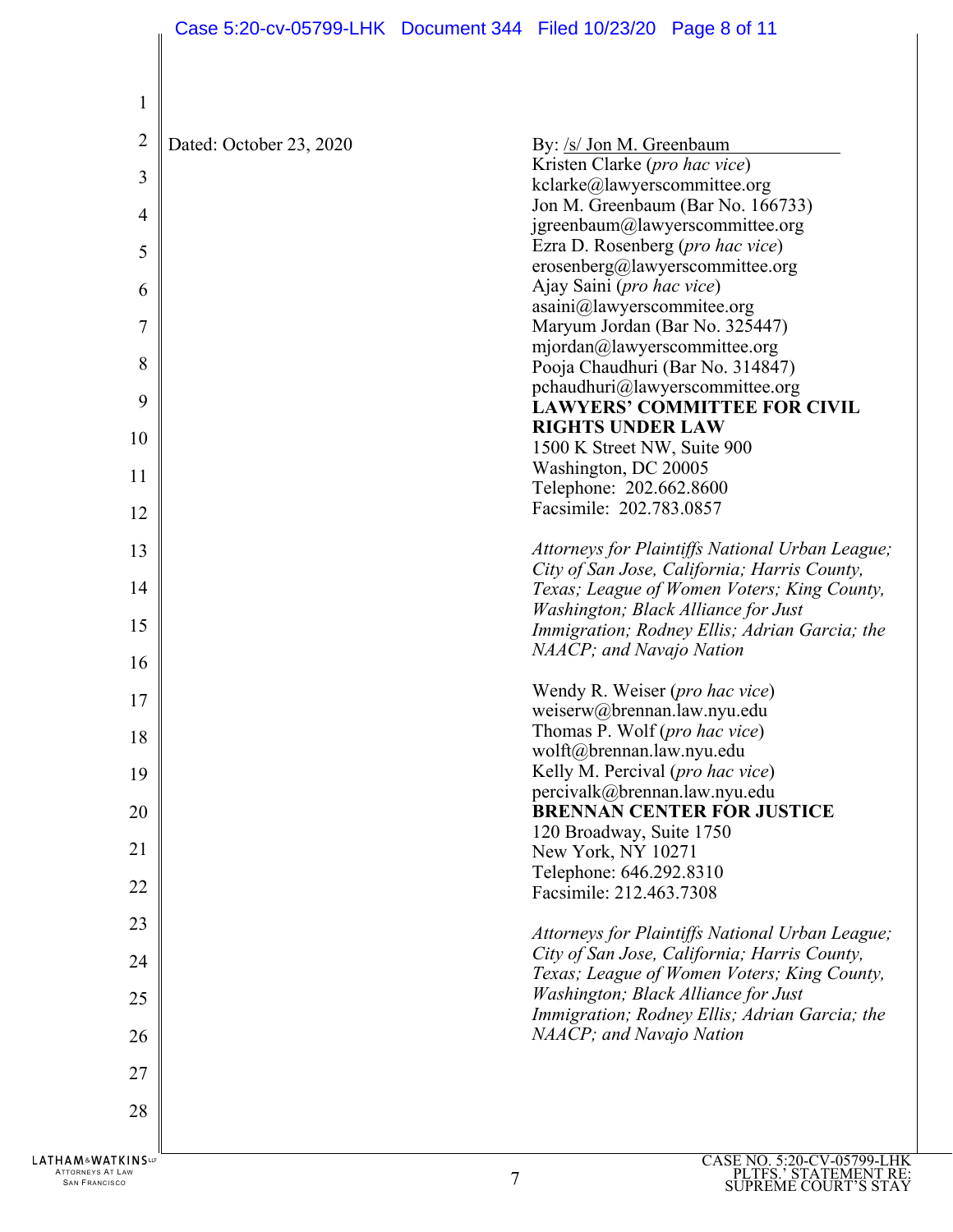Dated: October 23, 2020

By: /s/ Jon M. Greenbaum
Kristen Clarke (*pro hac vice*)
kclarke@lawyerscommittee.org
Jon M. Greenbaum (Bar No. 166733)
jgreenbaum@lawyerscommittee.org
Ezra D. Rosenberg (*pro hac vice*)
erosenberg@lawyerscommittee.org
Ajay Saini (*pro hac vice*)
asaini@lawyerscommitee.org
Maryum Jordan (Bar No. 325447)
mjordan@lawyerscommittee.org
Pooja Chaudhuri (Bar No. 314847)
pchaudhuri@lawyerscommittee.org
**LAWYERS' COMMITTEE FOR CIVIL RIGHTS UNDER LAW**
1500 K Street NW, Suite 900
Washington, DC 20005
Telephone: 202.662.8600
Facsimile: 202.783.0857

*Attorneys for Plaintiffs National Urban League; City of San Jose, California; Harris County, Texas; League of Women Voters; King County, Washington; Black Alliance for Just Immigration; Rodney Ellis; Adrian Garcia; the NAACP; and Navajo Nation*

Wendy R. Weiser (*pro hac vice*)
weiserw@brennan.law.nyu.edu
Thomas P. Wolf (*pro hac vice*)
wolft@brennan.law.nyu.edu
Kelly M. Percival (*pro hac vice*)
percivalk@brennan.law.nyu.edu
**BRENNAN CENTER FOR JUSTICE**
120 Broadway, Suite 1750
New York, NY 10271
Telephone: 646.292.8310
Facsimile: 212.463.7308

*Attorneys for Plaintiffs National Urban League; City of San Jose, California; Harris County, Texas; League of Women Voters; King County, Washington; Black Alliance for Just Immigration; Rodney Ellis; Adrian Garcia; the NAACP; and Navajo Nation*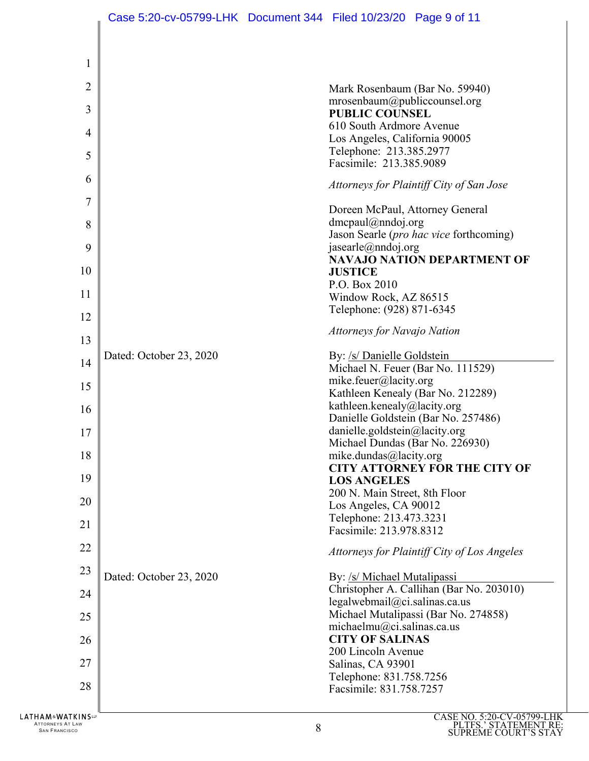Mark Rosenbaum (Bar No. 59940)
mrosenbaum@publiccounsel.org
**PUBLIC COUNSEL**
610 South Ardmore Avenue
Los Angeles, California 90005
Telephone: 213.385.2977
Facsimile: 213.385.9089

*Attorneys for Plaintiff City of San Jose*

Doreen McPaul, Attorney General
dmcpaul@nndoj.org
Jason Searle (*pro hac vice* forthcoming)
jasearle@nndoj.org
**NAVAJO NATION DEPARTMENT OF JUSTICE**
P.O. Box 2010
Window Rock, AZ 86515
Telephone: (928) 871-6345

*Attorneys for Navajo Nation*

Dated: October 23, 2020

By: /s/ Danielle Goldstein
Michael N. Feuer (Bar No. 111529)
mike.feuer@lacity.org
Kathleen Kenealy (Bar No. 212289)
kathleen.kenealy@lacity.org
Danielle Goldstein (Bar No. 257486)
danielle.goldstein@lacity.org
Michael Dundas (Bar No. 226930)
mike.dundas@lacity.org
**CITY ATTORNEY FOR THE CITY OF LOS ANGELES**
200 N. Main Street, 8th Floor
Los Angeles, CA 90012
Telephone: 213.473.3231
Facsimile: 213.978.8312

*Attorneys for Plaintiff City of Los Angeles*

Dated: October 23, 2020

By: /s/ Michael Mutalipassi
Christopher A. Callihan (Bar No. 203010)
legalwebmail@ci.salinas.ca.us
Michael Mutalipassi (Bar No. 274858)
michaelmu@ci.salinas.ca.us
**CITY OF SALINAS**
200 Lincoln Avenue
Salinas, CA 93901
Telephone: 831.758.7256
Facsimile: 831.758.7257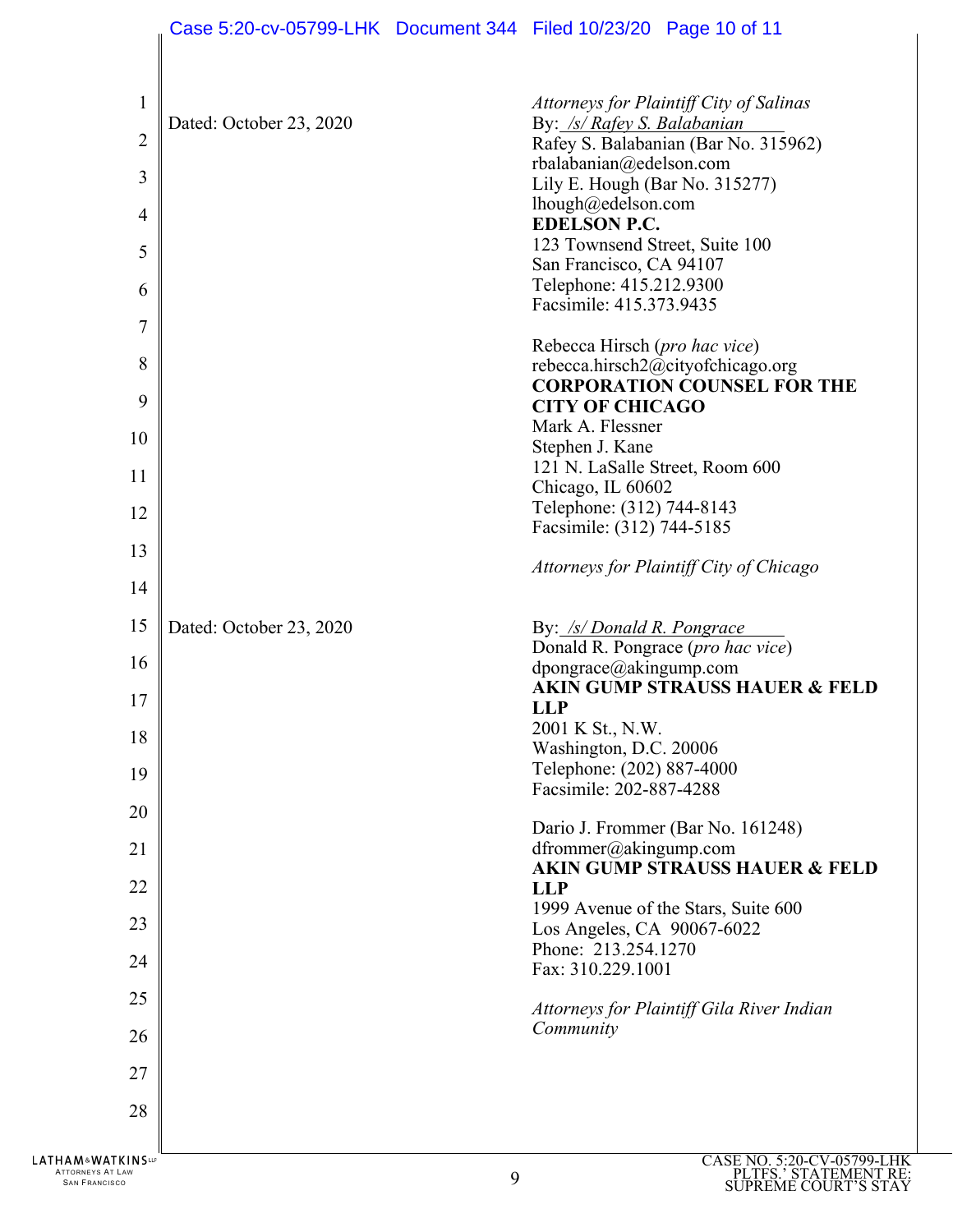*Attorneys for Plaintiff City of Salinas*

Dated: October 23, 2020

By: */s/ Rafey S. Balabanian*
Rafey S. Balabanian (Bar No. 315962)
rbalabanian@edelson.com
Lily E. Hough (Bar No. 315277)
lhough@edelson.com
**EDELSON P.C.**
123 Townsend Street, Suite 100
San Francisco, CA 94107
Telephone: 415.212.9300
Facsimile: 415.373.9435

Rebecca Hirsch (*pro hac vice*)
rebecca.hirsch2@cityofchicago.org
**CORPORATION COUNSEL FOR THE CITY OF CHICAGO**
Mark A. Flessner
Stephen J. Kane
121 N. LaSalle Street, Room 600
Chicago, IL 60602
Telephone: (312) 744-8143
Facsimile: (312) 744-5185

*Attorneys for Plaintiff City of Chicago*

Dated: October 23, 2020

By: */s/ Donald R. Pongrace*
Donald R. Pongrace (*pro hac vice*)
dpongrace@akingump.com
**AKIN GUMP STRAUSS HAUER & FELD LLP**
2001 K St., N.W.
Washington, D.C. 20006
Telephone: (202) 887-4000
Facsimile: 202-887-4288

Dario J. Frommer (Bar No. 161248)
dfrommer@akingump.com
**AKIN GUMP STRAUSS HAUER & FELD LLP**
1999 Avenue of the Stars, Suite 600
Los Angeles, CA 90067-6022
Phone: 213.254.1270
Fax: 310.229.1001

*Attorneys for Plaintiff Gila River Indian Community*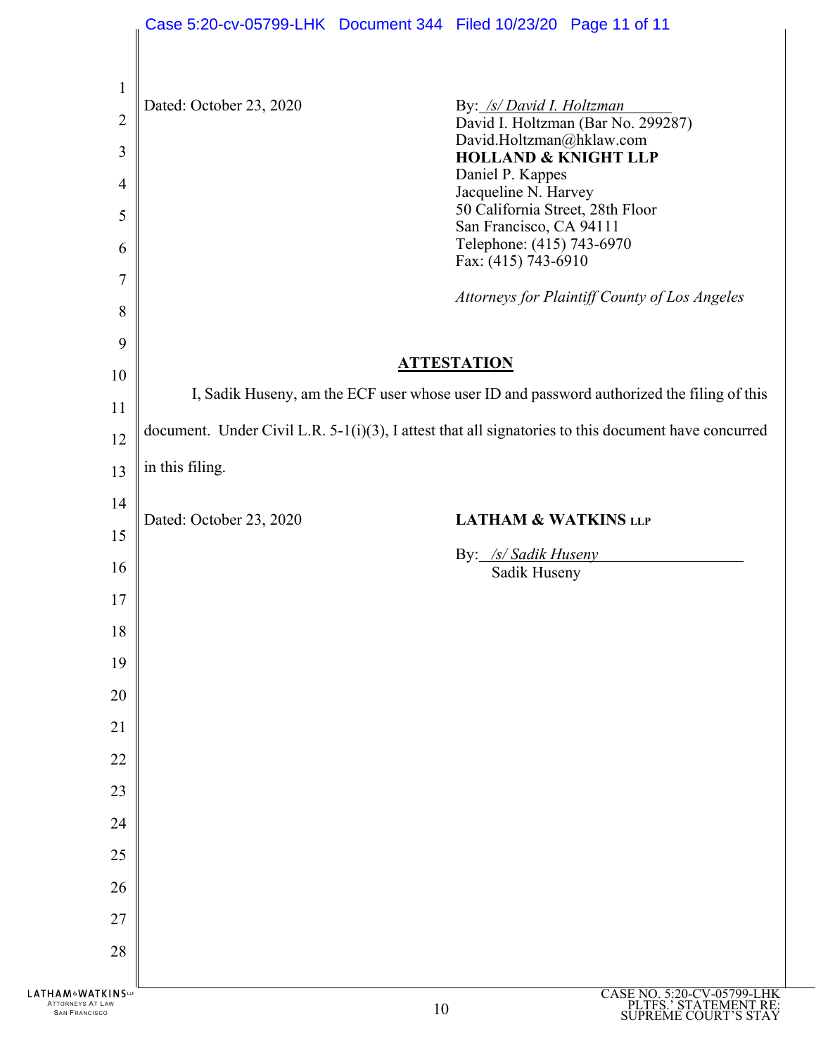Dated: October 23, 2020

By: */s/ David I. Holtzman*
David I. Holtzman (Bar No. 299287)
David.Holtzman@hklaw.com
**HOLLAND & KNIGHT LLP**
Daniel P. Kappes
Jacqueline N. Harvey
50 California Street, 28th Floor
San Francisco, CA 94111
Telephone: (415) 743-6970
Fax: (415) 743-6910

*Attorneys for Plaintiff County of Los Angeles*

## ATTESTATION

I, Sadik Huseny, am the ECF user whose user ID and password authorized the filing of this document. Under Civil L.R. 5-1(i)(3), I attest that all signatories to this document have concurred in this filing.

Dated: October 23, 2020

**LATHAM & WATKINS LLP**

By: */s/ Sadik Huseny*
Sadik Huseny